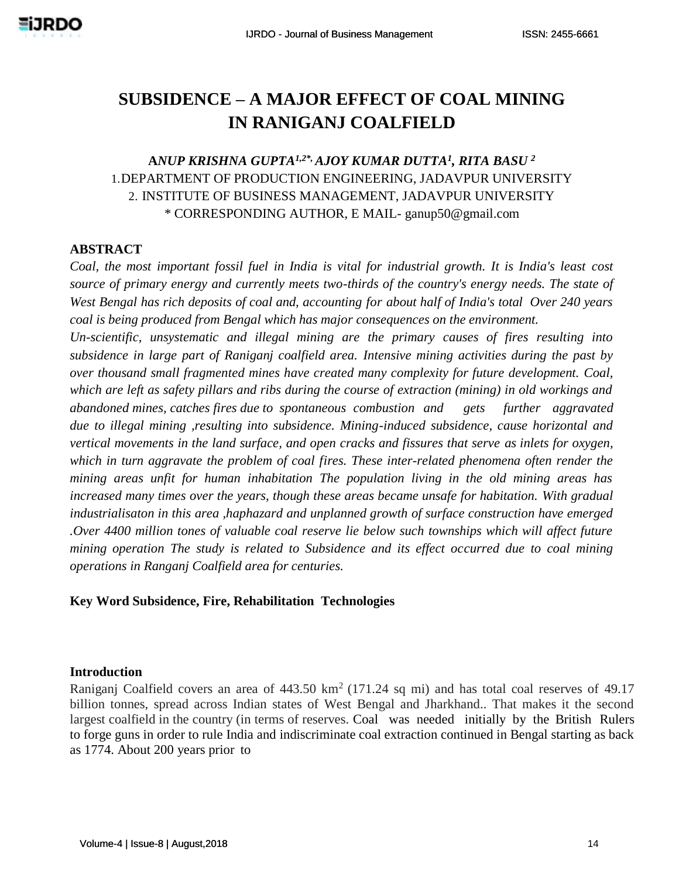# SUBSIDENCE – A MAJOR EFFECT OF COAL MINING IN RANIGANJ COALFIELD

***ANUP KRISHNA GUPTA[1,2*], AJOY KUMAR DUTTA[1], RITA BASU [2]***

1.DEPARTMENT OF PRODUCTION ENGINEERING, JADAVPUR UNIVERSITY

2. INSTITUTE OF BUSINESS MANAGEMENT, JADAVPUR UNIVERSITY

\* CORRESPONDING AUTHOR, E MAIL- ganup50@gmail.com

## ABSTRACT

*Coal, the most important fossil fuel in India is vital for industrial growth. It is India's least cost source of primary energy and currently meets two-thirds of the country's energy needs. The state of West Bengal has rich deposits of coal and, accounting for about half of India's total Over 240 years coal is being produced from Bengal which has major consequences on the environment.*

*Un-scientific, unsystematic and illegal mining are the primary causes of fires resulting into subsidence in large part of Raniganj coalfield area. Intensive mining activities during the past by over thousand small fragmented mines have created many complexity for future development. Coal, which are left as safety pillars and ribs during the course of extraction (mining) in old workings and abandoned mines, catches fires due to spontaneous combustion and gets further aggravated due to illegal mining ,resulting into subsidence. Mining-induced subsidence, cause horizontal and vertical movements in the land surface, and open cracks and fissures that serve as inlets for oxygen, which in turn aggravate the problem of coal fires. These inter-related phenomena often render the mining areas unfit for human inhabitation The population living in the old mining areas has increased many times over the years, though these areas became unsafe for habitation. With gradual industrialisaton in this area ,haphazard and unplanned growth of surface construction have emerged .Over 4400 million tones of valuable coal reserve lie below such townships which will affect future mining operation The study is related to Subsidence and its effect occurred due to coal mining operations in Ranganj Coalfield area for centuries.*

**Key Word Subsidence, Fire, Rehabilitation Technologies**

## Introduction

Raniganj Coalfield covers an area of 443.50 km$^2$ (171.24 sq mi) and has total coal reserves of 49.17 billion tonnes, spread across Indian states of West Bengal and Jharkhand.. That makes it the second largest coalfield in the country (in terms of reserves. Coal was needed initially by the British Rulers to forge guns in order to rule India and indiscriminate coal extraction continued in Bengal starting as back as 1774. About 200 years prior to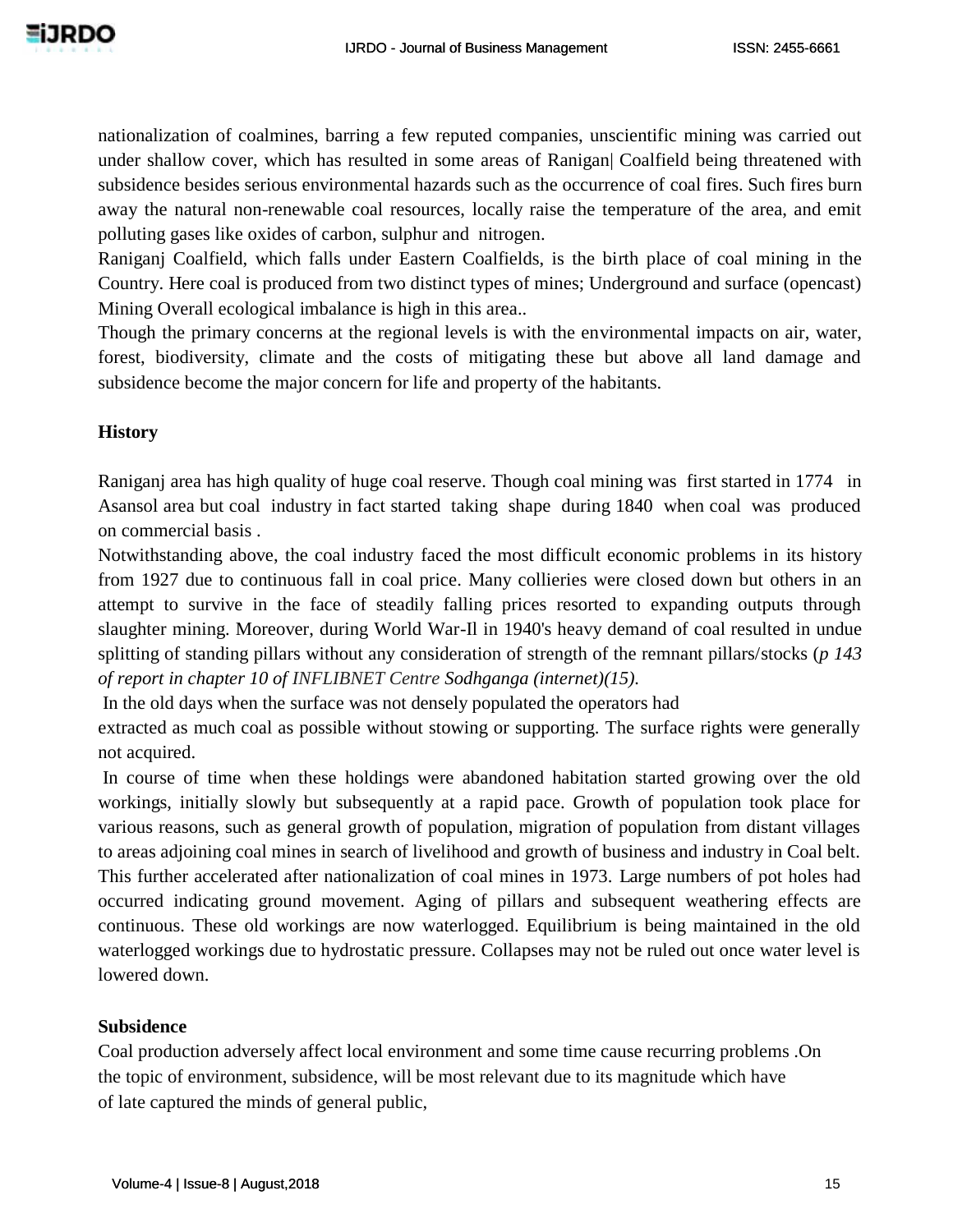nationalization of coalmines, barring a few reputed companies, unscientific mining was carried out under shallow cover, which has resulted in some areas of Ranigan| Coalfield being threatened with subsidence besides serious environmental hazards such as the occurrence of coal fires. Such fires burn away the natural non-renewable coal resources, locally raise the temperature of the area, and emit polluting gases like oxides of carbon, sulphur and nitrogen.

Raniganj Coalfield, which falls under Eastern Coalfields, is the birth place of coal mining in the Country. Here coal is produced from two distinct types of mines; Underground and surface (opencast) Mining Overall ecological imbalance is high in this area..

Though the primary concerns at the regional levels is with the environmental impacts on air, water, forest, biodiversity, climate and the costs of mitigating these but above all land damage and subsidence become the major concern for life and property of the habitants.

**History**

Raniganj area has high quality of huge coal reserve. Though coal mining was first started in 1774 in Asansol area but coal industry in fact started taking shape during 1840 when coal was produced on commercial basis .

Notwithstanding above, the coal industry faced the most difficult economic problems in its history from 1927 due to continuous fall in coal price. Many collieries were closed down but others in an attempt to survive in the face of steadily falling prices resorted to expanding outputs through slaughter mining. Moreover, during World War-Il in 1940's heavy demand of coal resulted in undue splitting of standing pillars without any consideration of strength of the remnant pillars/stocks (*p 143 of report in chapter 10 of INFLIBNET Centre Sodhganga (internet)(15).*

In the old days when the surface was not densely populated the operators had extracted as much coal as possible without stowing or supporting. The surface rights were generally not acquired.

In course of time when these holdings were abandoned habitation started growing over the old workings, initially slowly but subsequently at a rapid pace. Growth of population took place for various reasons, such as general growth of population, migration of population from distant villages to areas adjoining coal mines in search of livelihood and growth of business and industry in Coal belt. This further accelerated after nationalization of coal mines in 1973. Large numbers of pot holes had occurred indicating ground movement. Aging of pillars and subsequent weathering effects are continuous. These old workings are now waterlogged. Equilibrium is being maintained in the old waterlogged workings due to hydrostatic pressure. Collapses may not be ruled out once water level is lowered down.

**Subsidence**

Coal production adversely affect local environment and some time cause recurring problems .On the topic of environment, subsidence, will be most relevant due to its magnitude which have of late captured the minds of general public,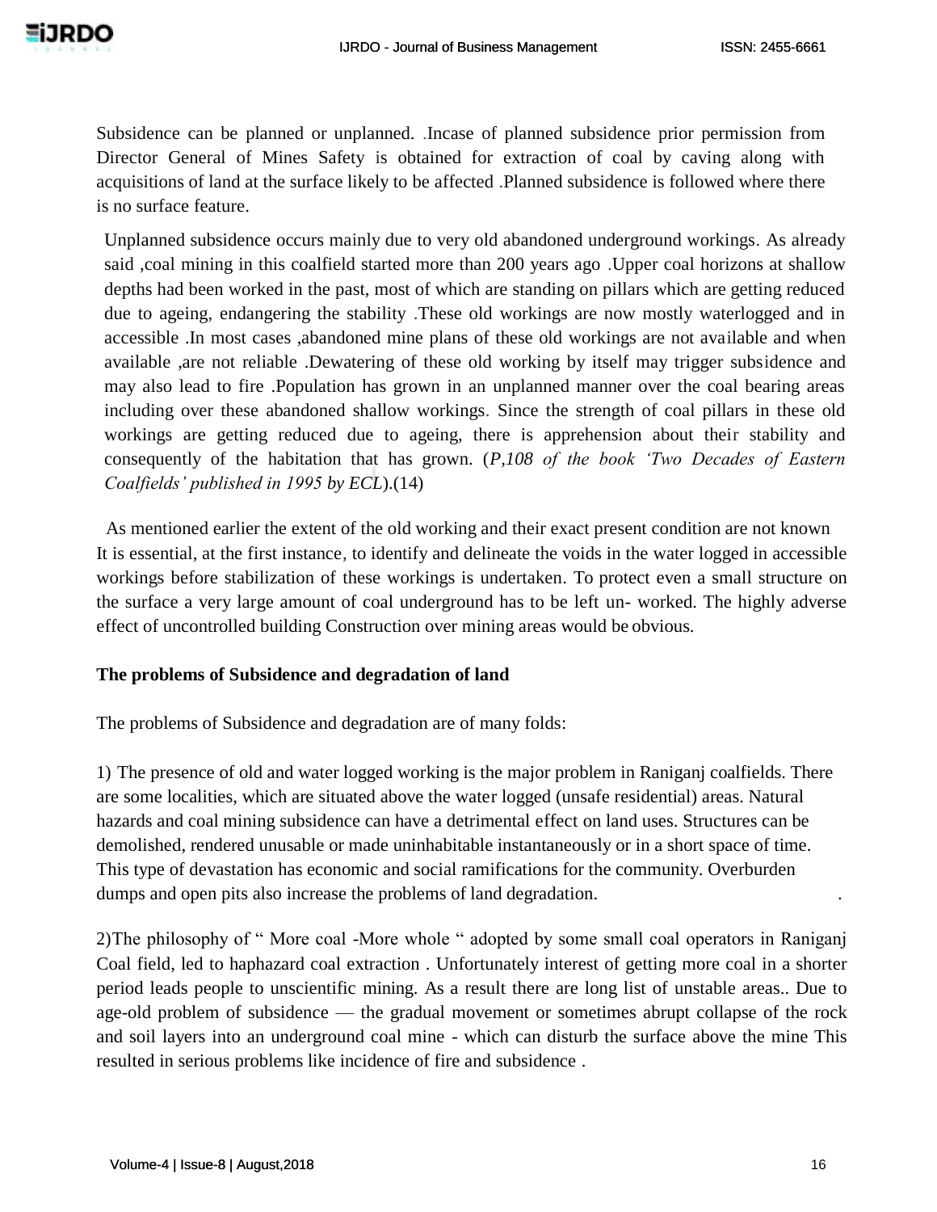Subsidence can be planned or unplanned. .Incase of planned subsidence prior permission from Director General of Mines Safety is obtained for extraction of coal by caving along with acquisitions of land at the surface likely to be affected .Planned subsidence is followed where there is no surface feature.

Unplanned subsidence occurs mainly due to very old abandoned underground workings. As already said ,coal mining in this coalfield started more than 200 years ago .Upper coal horizons at shallow depths had been worked in the past, most of which are standing on pillars which are getting reduced due to ageing, endangering the stability .These old workings are now mostly waterlogged and in accessible .In most cases ,abandoned mine plans of these old workings are not available and when available ,are not reliable .Dewatering of these old working by itself may trigger subsidence and may also lead to fire .Population has grown in an unplanned manner over the coal bearing areas including over these abandoned shallow workings. Since the strength of coal pillars in these old workings are getting reduced due to ageing, there is apprehension about their stability and consequently of the habitation that has grown. (*P,108 of the book 'Two Decades of Eastern Coalfields' published in 1995 by ECL*).(14)

As mentioned earlier the extent of the old working and their exact present condition are not known It is essential, at the first instance, to identify and delineate the voids in the water logged in accessible workings before stabilization of these workings is undertaken. To protect even a small structure on the surface a very large amount of coal underground has to be left un- worked. The highly adverse effect of uncontrolled building Construction over mining areas would be obvious.

**The problems of Subsidence and degradation of land**

The problems of Subsidence and degradation are of many folds:

1) The presence of old and water logged working is the major problem in Raniganj coalfields. There are some localities, which are situated above the water logged (unsafe residential) areas. Natural hazards and coal mining subsidence can have a detrimental effect on land uses. Structures can be demolished, rendered unusable or made uninhabitable instantaneously or in a short space of time. This type of devastation has economic and social ramifications for the community. Overburden dumps and open pits also increase the problems of land degradation.

2)The philosophy of " More coal -More whole " adopted by some small coal operators in Raniganj Coal field, led to haphazard coal extraction . Unfortunately interest of getting more coal in a shorter period leads people to unscientific mining. As a result there are long list of unstable areas.. Due to age-old problem of subsidence — the gradual movement or sometimes abrupt collapse of the rock and soil layers into an underground coal mine - which can disturb the surface above the mine This resulted in serious problems like incidence of fire and subsidence .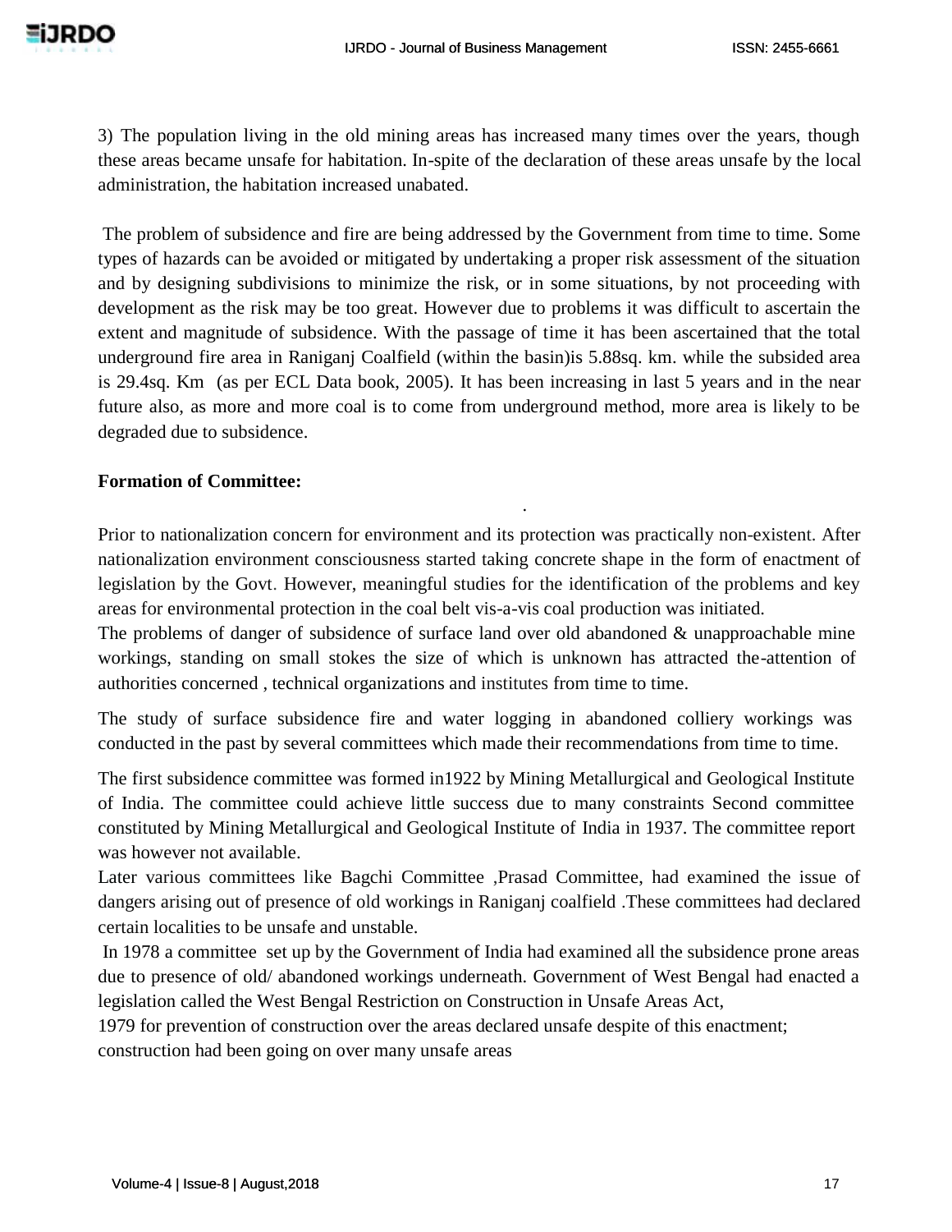3) The population living in the old mining areas has increased many times over the years, though these areas became unsafe for habitation. In-spite of the declaration of these areas unsafe by the local administration, the habitation increased unabated.

The problem of subsidence and fire are being addressed by the Government from time to time. Some types of hazards can be avoided or mitigated by undertaking a proper risk assessment of the situation and by designing subdivisions to minimize the risk, or in some situations, by not proceeding with development as the risk may be too great. However due to problems it was difficult to ascertain the extent and magnitude of subsidence. With the passage of time it has been ascertained that the total underground fire area in Raniganj Coalfield (within the basin)is 5.88sq. km. while the subsided area is 29.4sq. Km (as per ECL Data book, 2005). It has been increasing in last 5 years and in the near future also, as more and more coal is to come from underground method, more area is likely to be degraded due to subsidence.

**Formation of Committee:**

Prior to nationalization concern for environment and its protection was practically non-existent. After nationalization environment consciousness started taking concrete shape in the form of enactment of legislation by the Govt. However, meaningful studies for the identification of the problems and key areas for environmental protection in the coal belt vis-a-vis coal production was initiated.
The problems of danger of subsidence of surface land over old abandoned & unapproachable mine workings, standing on small stokes the size of which is unknown has attracted the-attention of authorities concerned , technical organizations and institutes from time to time.

The study of surface subsidence fire and water logging in abandoned colliery workings was conducted in the past by several committees which made their recommendations from time to time.

The first subsidence committee was formed in1922 by Mining Metallurgical and Geological Institute of India. The committee could achieve little success due to many constraints Second committee constituted by Mining Metallurgical and Geological Institute of India in 1937. The committee report was however not available.
Later various committees like Bagchi Committee ,Prasad Committee, had examined the issue of dangers arising out of presence of old workings in Raniganj coalfield .These committees had declared certain localities to be unsafe and unstable.
In 1978 a committee set up by the Government of India had examined all the subsidence prone areas due to presence of old/ abandoned workings underneath. Government of West Bengal had enacted a legislation called the West Bengal Restriction on Construction in Unsafe Areas Act,
1979 for prevention of construction over the areas declared unsafe despite of this enactment; construction had been going on over many unsafe areas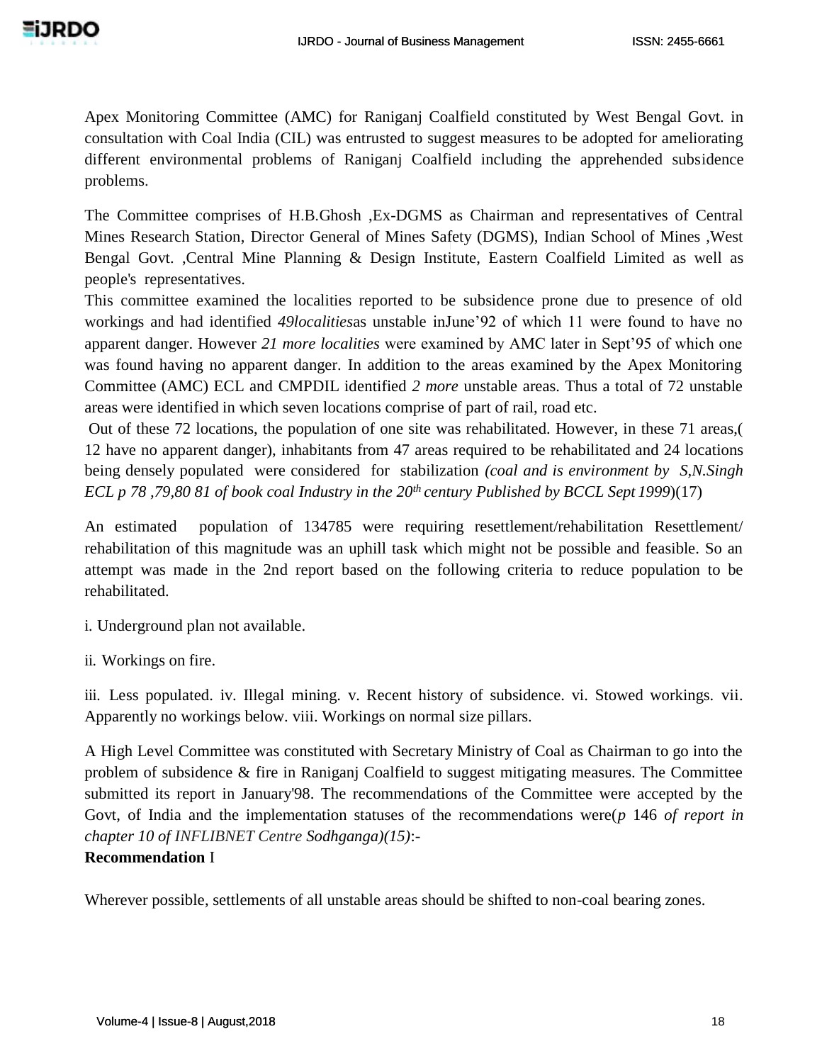Apex Monitoring Committee (AMC) for Raniganj Coalfield constituted by West Bengal Govt. in consultation with Coal India (CIL) was entrusted to suggest measures to be adopted for ameliorating different environmental problems of Raniganj Coalfield including the apprehended subsidence problems.

The Committee comprises of H.B.Ghosh ,Ex-DGMS as Chairman and representatives of Central Mines Research Station, Director General of Mines Safety (DGMS), Indian School of Mines ,West Bengal Govt. ,Central Mine Planning & Design Institute, Eastern Coalfield Limited as well as people's representatives.

This committee examined the localities reported to be subsidence prone due to presence of old workings and had identified *49localities*as unstable inJune'92 of which 11 were found to have no apparent danger. However *21 more localities* were examined by AMC later in Sept'95 of which one was found having no apparent danger. In addition to the areas examined by the Apex Monitoring Committee (AMC) ECL and CMPDIL identified *2 more* unstable areas. Thus a total of 72 unstable areas were identified in which seven locations comprise of part of rail, road etc.

Out of these 72 locations, the population of one site was rehabilitated. However, in these 71 areas,( 12 have no apparent danger), inhabitants from 47 areas required to be rehabilitated and 24 locations being densely populated were considered for stabilization *(coal and is environment by S,N.Singh ECL p 78 ,79,80 81 of book coal Industry in the 20th century Published by BCCL Sept 1999*)(17)

An estimated population of 134785 were requiring resettlement/rehabilitation Resettlement/ rehabilitation of this magnitude was an uphill task which might not be possible and feasible. So an attempt was made in the 2nd report based on the following criteria to reduce population to be rehabilitated.

i. Underground plan not available.

ii. Workings on fire.

iii. Less populated. iv. Illegal mining. v. Recent history of subsidence. vi. Stowed workings. vii. Apparently no workings below. viii. Workings on normal size pillars.

A High Level Committee was constituted with Secretary Ministry of Coal as Chairman to go into the problem of subsidence & fire in Raniganj Coalfield to suggest mitigating measures. The Committee submitted its report in January'98. The recommendations of the Committee were accepted by the Govt, of India and the implementation statuses of the recommendations were(*p* 146 *of report in chapter 10 of INFLIBNET Centre Sodhganga)(15)*:-

**Recommendation** I

Wherever possible, settlements of all unstable areas should be shifted to non-coal bearing zones.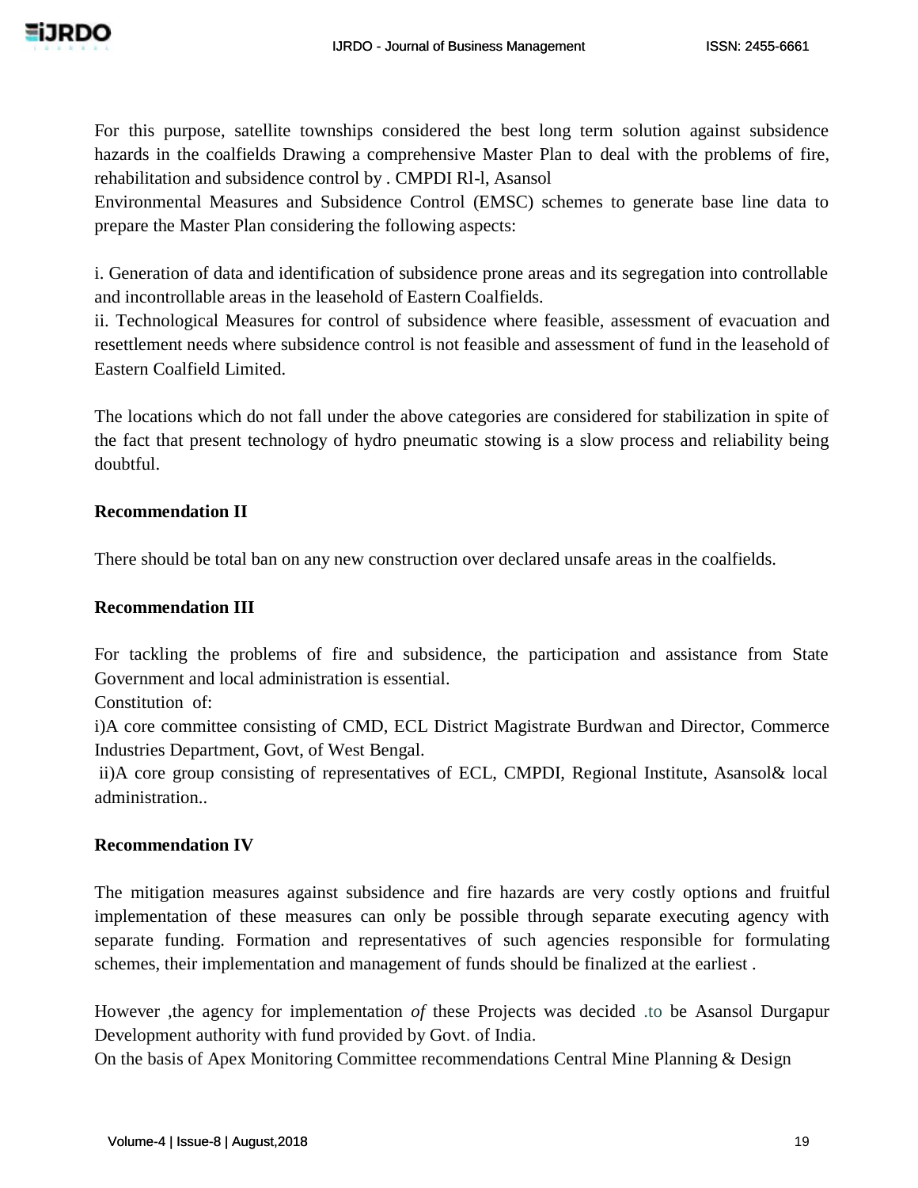For this purpose, satellite townships considered the best long term solution against subsidence hazards in the coalfields Drawing a comprehensive Master Plan to deal with the problems of fire, rehabilitation and subsidence control by . CMPDI Rl-l, Asansol

Environmental Measures and Subsidence Control (EMSC) schemes to generate base line data to prepare the Master Plan considering the following aspects:

i. Generation of data and identification of subsidence prone areas and its segregation into controllable and incontrollable areas in the leasehold of Eastern Coalfields.

ii. Technological Measures for control of subsidence where feasible, assessment of evacuation and resettlement needs where subsidence control is not feasible and assessment of fund in the leasehold of Eastern Coalfield Limited.

The locations which do not fall under the above categories are considered for stabilization in spite of the fact that present technology of hydro pneumatic stowing is a slow process and reliability being doubtful.

**Recommendation II**

There should be total ban on any new construction over declared unsafe areas in the coalfields.

**Recommendation III**

For tackling the problems of fire and subsidence, the participation and assistance from State Government and local administration is essential.

Constitution of:

i)A core committee consisting of CMD, ECL District Magistrate Burdwan and Director, Commerce Industries Department, Govt, of West Bengal.

ii)A core group consisting of representatives of ECL, CMPDI, Regional Institute, Asansol& local administration..

**Recommendation IV**

The mitigation measures against subsidence and fire hazards are very costly options and fruitful implementation of these measures can only be possible through separate executing agency with separate funding. Formation and representatives of such agencies responsible for formulating schemes, their implementation and management of funds should be finalized at the earliest .

However ,the agency for implementation *of* these Projects was decided .to be Asansol Durgapur Development authority with fund provided by Govt. of India.

On the basis of Apex Monitoring Committee recommendations Central Mine Planning & Design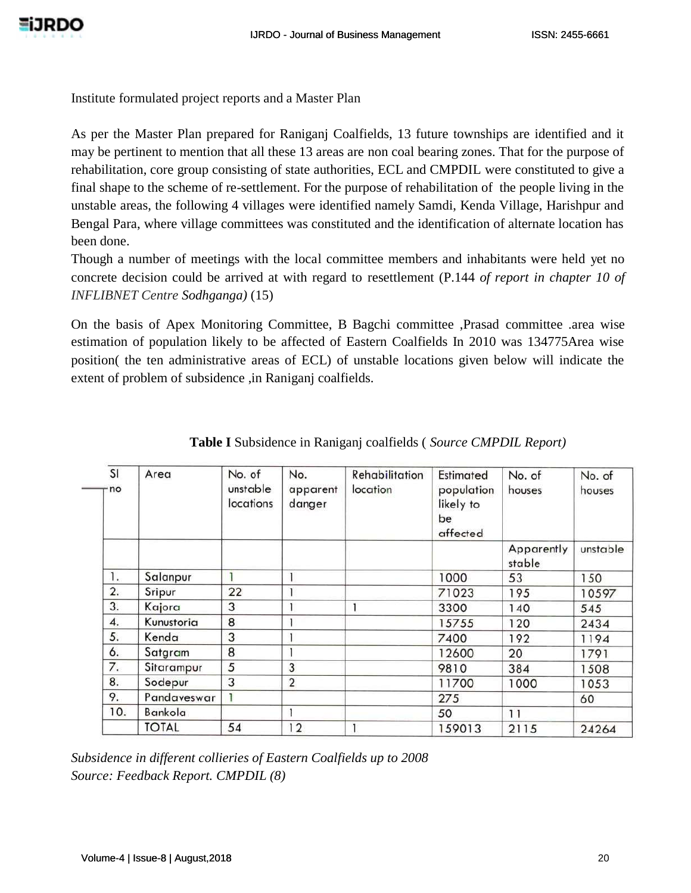Institute formulated project reports and a Master Plan

As per the Master Plan prepared for Raniganj Coalfields, 13 future townships are identified and it may be pertinent to mention that all these 13 areas are non coal bearing zones. That for the purpose of rehabilitation, core group consisting of state authorities, ECL and CMPDIL were constituted to give a final shape to the scheme of re-settlement. For the purpose of rehabilitation of the people living in the unstable areas, the following 4 villages were identified namely Samdi, Kenda Village, Harishpur and Bengal Para, where village committees was constituted and the identification of alternate location has been done.

Though a number of meetings with the local committee members and inhabitants were held yet no concrete decision could be arrived at with regard to resettlement (P.144 *of report in chapter 10 of INFLIBNET Centre Sodhganga)* (15)

On the basis of Apex Monitoring Committee, B Bagchi committee ,Prasad committee .area wise estimation of population likely to be affected of Eastern Coalfields In 2010 was 134775Area wise position( the ten administrative areas of ECL) of unstable locations given below will indicate the extent of problem of subsidence ,in Raniganj coalfields.

**Table I** Subsidence in Raniganj coalfields ( *Source CMPDIL Report)*

| Sl no | Area | No. of unstable locations | No. apparent danger | Rehabilitation location | Estimated population likely to be affected | No. of houses | No. of houses |
|---|---|---|---|---|---|---|---|
| | | | | | | Apparently stable | unstable |
| 1. | Salanpur | 1 | 1 | | 1000 | 53 | 150 |
| 2. | Sripur | 22 | 1 | | 71023 | 195 | 10597 |
| 3. | Kajora | 3 | 1 | 1 | 3300 | 140 | 545 |
| 4. | Kunustoria | 8 | 1 | | 15755 | 120 | 2434 |
| 5. | Kenda | 3 | 1 | | 7400 | 192 | 1194 |
| 6. | Satgram | 8 | 1 | | 12600 | 20 | 1791 |
| 7. | Sitarampur | 5 | 3 | | 9810 | 384 | 1508 |
| 8. | Sodepur | 3 | 2 | | 11700 | 1000 | 1053 |
| 9. | Pandaveswar | 1 | | | 275 | | 60 |
| 10. | Bankola | | 1 | | 50 | 11 | |
| | TOTAL | 54 | 12 | 1 | 159013 | 2115 | 24264 |

*Subsidence in different collieries of Eastern Coalfields up to 2008*
*Source: Feedback Report. CMPDIL (8)*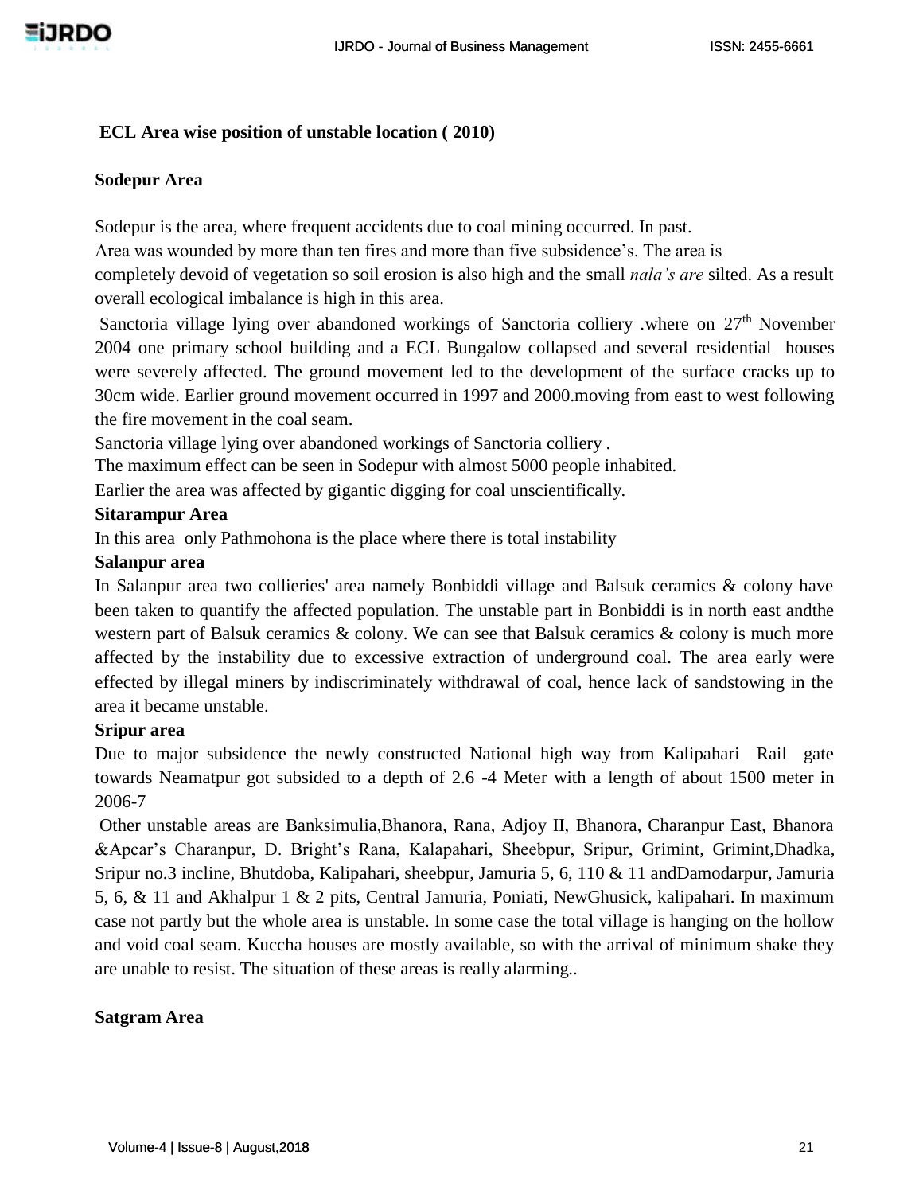**ECL Area wise position of unstable location ( 2010)**

**Sodepur Area**

Sodepur is the area, where frequent accidents due to coal mining occurred. In past. Area was wounded by more than ten fires and more than five subsidence's. The area is completely devoid of vegetation so soil erosion is also high and the small *nala's are* silted. As a result overall ecological imbalance is high in this area.

Sanctoria village lying over abandoned workings of Sanctoria colliery .where on 27th November 2004 one primary school building and a ECL Bungalow collapsed and several residential houses were severely affected. The ground movement led to the development of the surface cracks up to 30cm wide. Earlier ground movement occurred in 1997 and 2000.moving from east to west following the fire movement in the coal seam.

Sanctoria village lying over abandoned workings of Sanctoria colliery .

The maximum effect can be seen in Sodepur with almost 5000 people inhabited.

Earlier the area was affected by gigantic digging for coal unscientifically.

**Sitarampur Area**

In this area only Pathmohona is the place where there is total instability

**Salanpur area**

In Salanpur area two collieries' area namely Bonbiddi village and Balsuk ceramics & colony have been taken to quantify the affected population. The unstable part in Bonbiddi is in north east andthe western part of Balsuk ceramics & colony. We can see that Balsuk ceramics & colony is much more affected by the instability due to excessive extraction of underground coal. The area early were effected by illegal miners by indiscriminately withdrawal of coal, hence lack of sandstowing in the area it became unstable.

**Sripur area**

Due to major subsidence the newly constructed National high way from Kalipahari Rail gate towards Neamatpur got subsided to a depth of 2.6 -4 Meter with a length of about 1500 meter in 2006-7

Other unstable areas are Banksimulia,Bhanora, Rana, Adjoy II, Bhanora, Charanpur East, Bhanora &Apcar's Charanpur, D. Bright's Rana, Kalapahari, Sheebpur, Sripur, Grimint, Grimint,Dhadka, Sripur no.3 incline, Bhutdoba, Kalipahari, sheebpur, Jamuria 5, 6, 110 & 11 andDamodarpur, Jamuria 5, 6, & 11 and Akhalpur 1 & 2 pits, Central Jamuria, Poniati, NewGhusick, kalipahari. In maximum case not partly but the whole area is unstable. In some case the total village is hanging on the hollow and void coal seam. Kuccha houses are mostly available, so with the arrival of minimum shake they are unable to resist. The situation of these areas is really alarming..

**Satgram Area**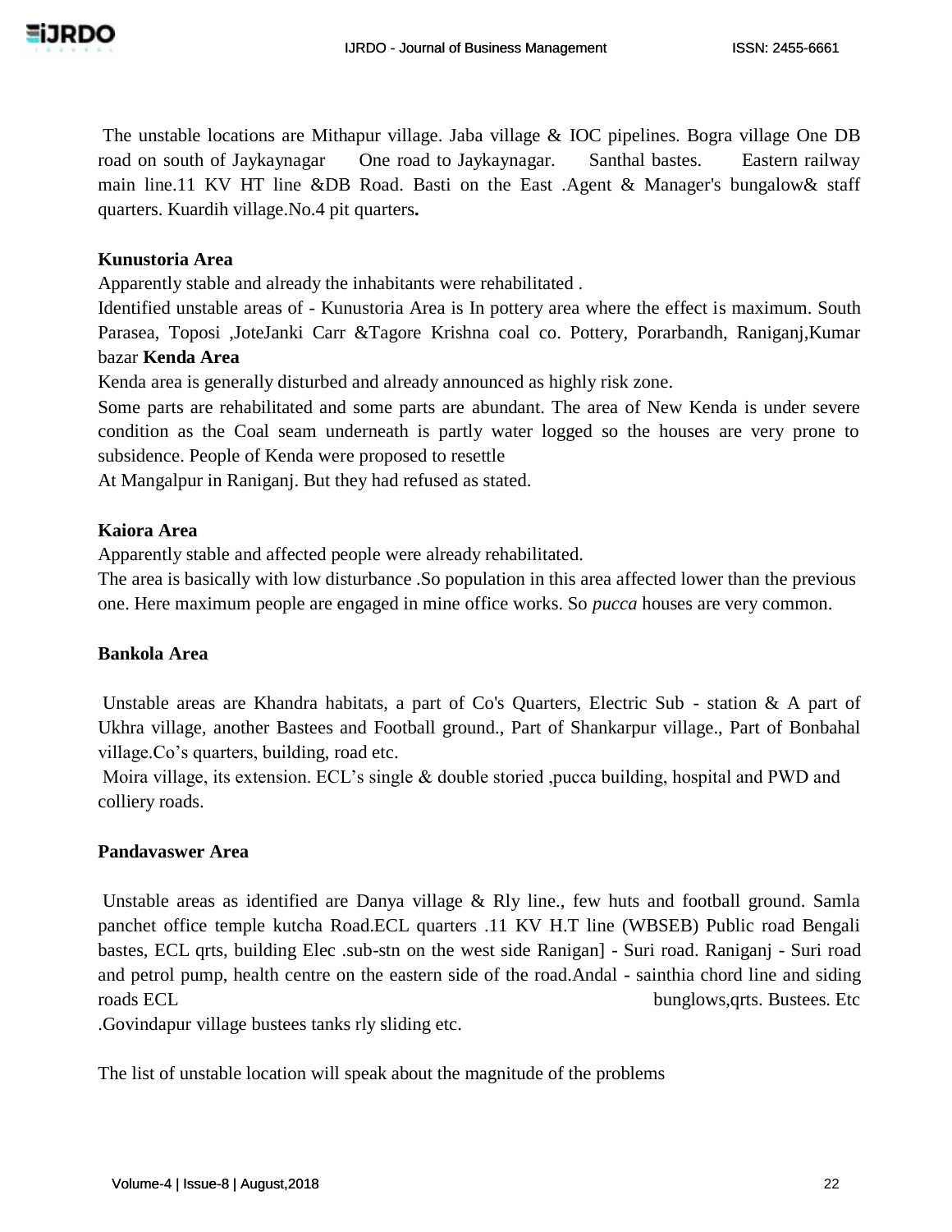The unstable locations are Mithapur village. Jaba village & IOC pipelines. Bogra village One DB road on south of Jaykaynagar One road to Jaykaynagar. Santhal bastes. Eastern railway main line.11 KV HT line &DB Road. Basti on the East .Agent & Manager's bungalow& staff quarters. Kuardih village.No.4 pit quarters**.**

**Kunustoria Area**

Apparently stable and already the inhabitants were rehabilitated .

Identified unstable areas of - Kunustoria Area is In pottery area where the effect is maximum. South Parasea, Toposi ,JoteJanki Carr &Tagore Krishna coal co. Pottery, Porarbandh, Raniganj,Kumar bazar **Kenda Area**

Kenda area is generally disturbed and already announced as highly risk zone.

Some parts are rehabilitated and some parts are abundant. The area of New Kenda is under severe condition as the Coal seam underneath is partly water logged so the houses are very prone to subsidence. People of Kenda were proposed to resettle

At Mangalpur in Raniganj. But they had refused as stated.

**Kaiora Area**

Apparently stable and affected people were already rehabilitated.

The area is basically with low disturbance .So population in this area affected lower than the previous one. Here maximum people are engaged in mine office works. So *pucca* houses are very common.

**Bankola Area**

Unstable areas are Khandra habitats, a part of Co's Quarters, Electric Sub - station & A part of Ukhra village, another Bastees and Football ground., Part of Shankarpur village., Part of Bonbahal village.Co's quarters, building, road etc.

Moira village, its extension. ECL's single & double storied ,pucca building, hospital and PWD and colliery roads.

**Pandavaswer Area**

Unstable areas as identified are Danya village & Rly line., few huts and football ground. Samla panchet office temple kutcha Road.ECL quarters .11 KV H.T line (WBSEB) Public road Bengali bastes, ECL qrts, building Elec .sub-stn on the west side Ranigan] - Suri road. Raniganj - Suri road and petrol pump, health centre on the eastern side of the road.Andal - sainthia chord line and siding roads ECL bunglows,qrts. Bustees. Etc .Govindapur village bustees tanks rly sliding etc.

The list of unstable location will speak about the magnitude of the problems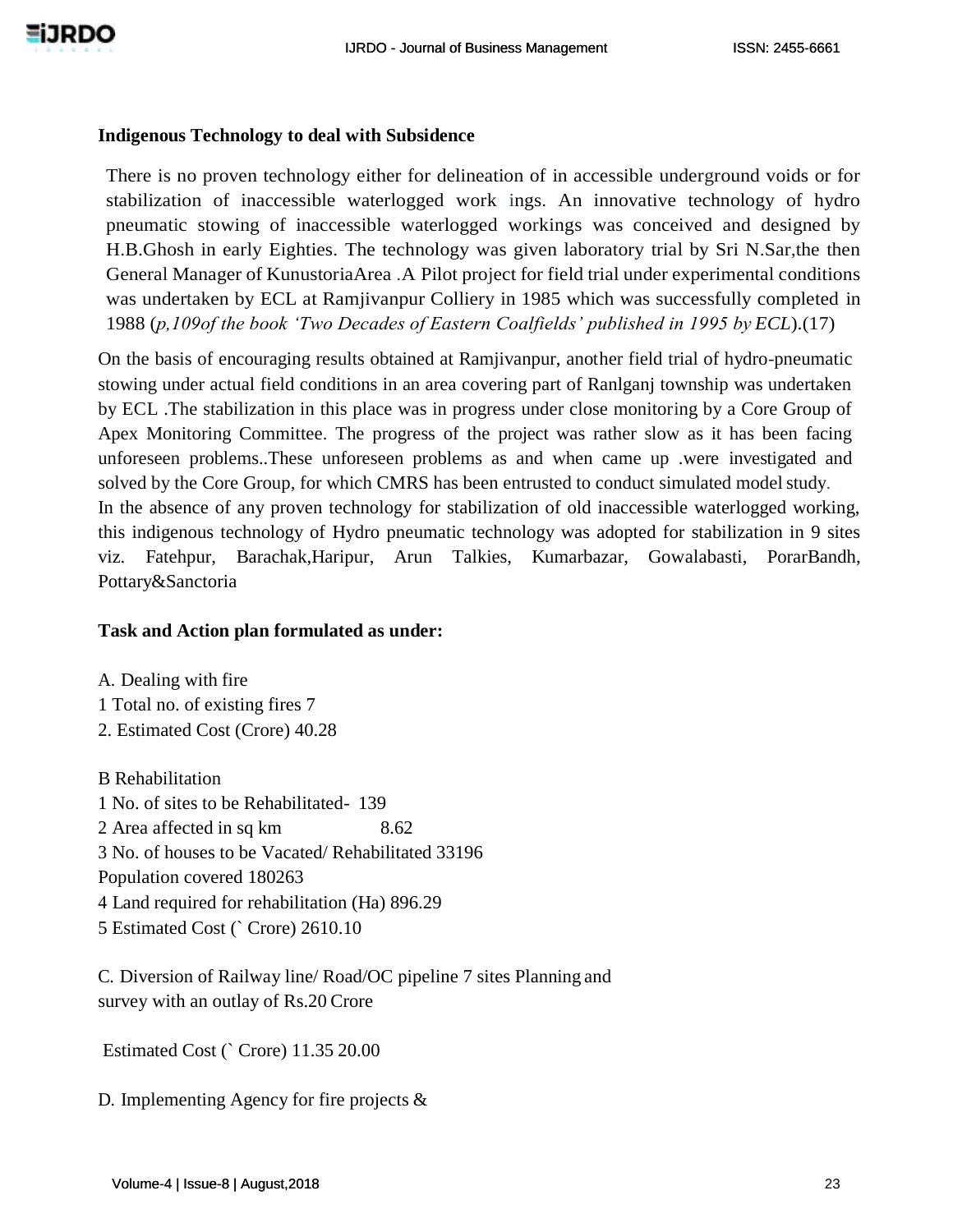### Indigenous Technology to deal with Subsidence

There is no proven technology either for delineation of in accessible underground voids or for stabilization of inaccessible waterlogged work ings. An innovative technology of hydro pneumatic stowing of inaccessible waterlogged workings was conceived and designed by H.B.Ghosh in early Eighties. The technology was given laboratory trial by Sri N.Sar,the then General Manager of KunustoriaArea .A Pilot project for field trial under experimental conditions was undertaken by ECL at Ramjivanpur Colliery in 1985 which was successfully completed in 1988 (*p,109of the book 'Two Decades of Eastern Coalfields' published in 1995 by ECL*).(17)

On the basis of encouraging results obtained at Ramjivanpur, another field trial of hydro-pneumatic stowing under actual field conditions in an area covering part of Ranlganj township was undertaken by ECL .The stabilization in this place was in progress under close monitoring by a Core Group of Apex Monitoring Committee. The progress of the project was rather slow as it has been facing unforeseen problems..These unforeseen problems as and when came up .were investigated and solved by the Core Group, for which CMRS has been entrusted to conduct simulated model study.
In the absence of any proven technology for stabilization of old inaccessible waterlogged working, this indigenous technology of Hydro pneumatic technology was adopted for stabilization in 9 sites viz. Fatehpur, Barachak,Haripur, Arun Talkies, Kumarbazar, Gowalabasti, PorarBandh, Pottary&Sanctoria

### Task and Action plan formulated as under:

A. Dealing with fire
1 Total no. of existing fires 7
2. Estimated Cost (Crore) 40.28

B Rehabilitation
1 No. of sites to be Rehabilitated- 139
2 Area affected in sq km 8.62
3 No. of houses to be Vacated/ Rehabilitated 33196
Population covered 180263
4 Land required for rehabilitation (Ha) 896.29
5 Estimated Cost (` Crore) 2610.10

C. Diversion of Railway line/ Road/OC pipeline 7 sites Planning and survey with an outlay of Rs.20 Crore

Estimated Cost (` Crore) 11.35 20.00

D. Implementing Agency for fire projects &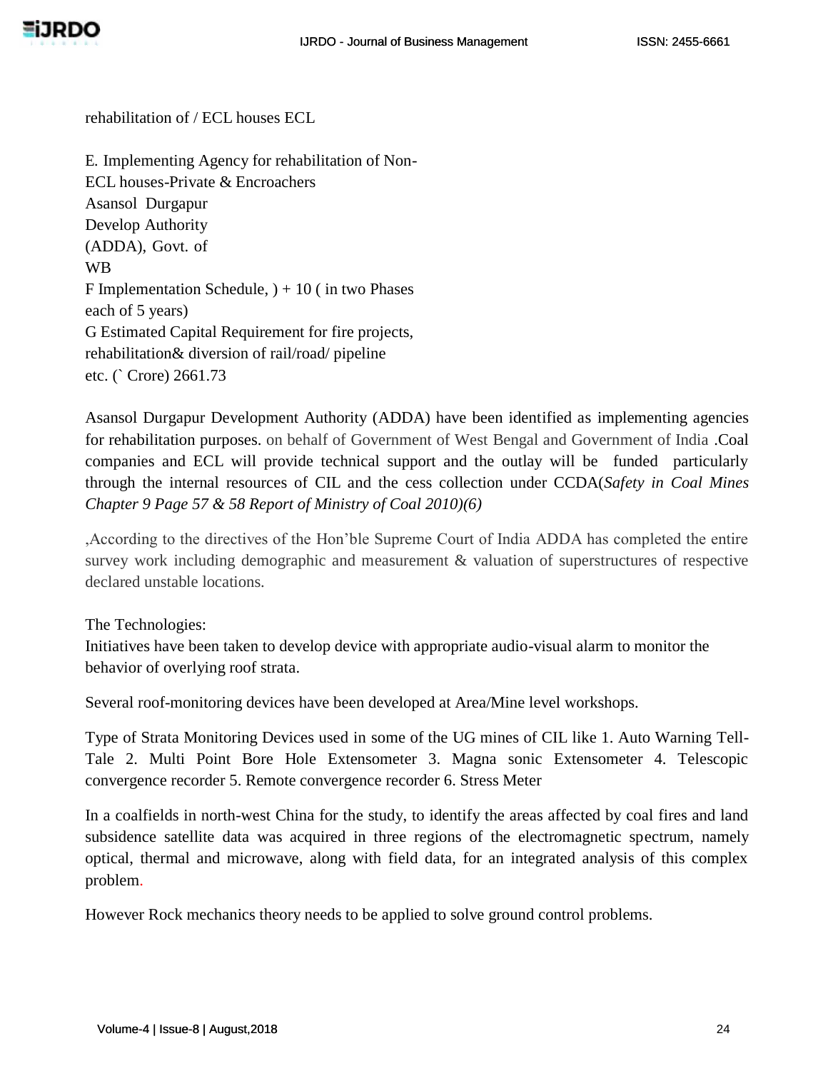rehabilitation of / ECL houses ECL

E. Implementing Agency for rehabilitation of Non-ECL houses-Private & Encroachers
Asansol Durgapur
Develop Authority
(ADDA), Govt. of
WB
F Implementation Schedule, ) + 10 ( in two Phases
each of 5 years)
G Estimated Capital Requirement for fire projects,
rehabilitation& diversion of rail/road/ pipeline
etc. (` Crore) 2661.73

Asansol Durgapur Development Authority (ADDA) have been identified as implementing agencies for rehabilitation purposes. on behalf of Government of West Bengal and Government of India .Coal companies and ECL will provide technical support and the outlay will be funded particularly through the internal resources of CIL and the cess collection under CCDA(*Safety in Coal Mines Chapter 9 Page 57 & 58 Report of Ministry of Coal 2010)(6)*

,According to the directives of the Hon'ble Supreme Court of India ADDA has completed the entire survey work including demographic and measurement & valuation of superstructures of respective declared unstable locations.

The Technologies:
Initiatives have been taken to develop device with appropriate audio-visual alarm to monitor the behavior of overlying roof strata.

Several roof-monitoring devices have been developed at Area/Mine level workshops.

Type of Strata Monitoring Devices used in some of the UG mines of CIL like 1. Auto Warning Tell-Tale 2. Multi Point Bore Hole Extensometer 3. Magna sonic Extensometer 4. Telescopic convergence recorder 5. Remote convergence recorder 6. Stress Meter

In a coalfields in north-west China for the study, to identify the areas affected by coal fires and land subsidence satellite data was acquired in three regions of the electromagnetic spectrum, namely optical, thermal and microwave, along with field data, for an integrated analysis of this complex problem.

However Rock mechanics theory needs to be applied to solve ground control problems.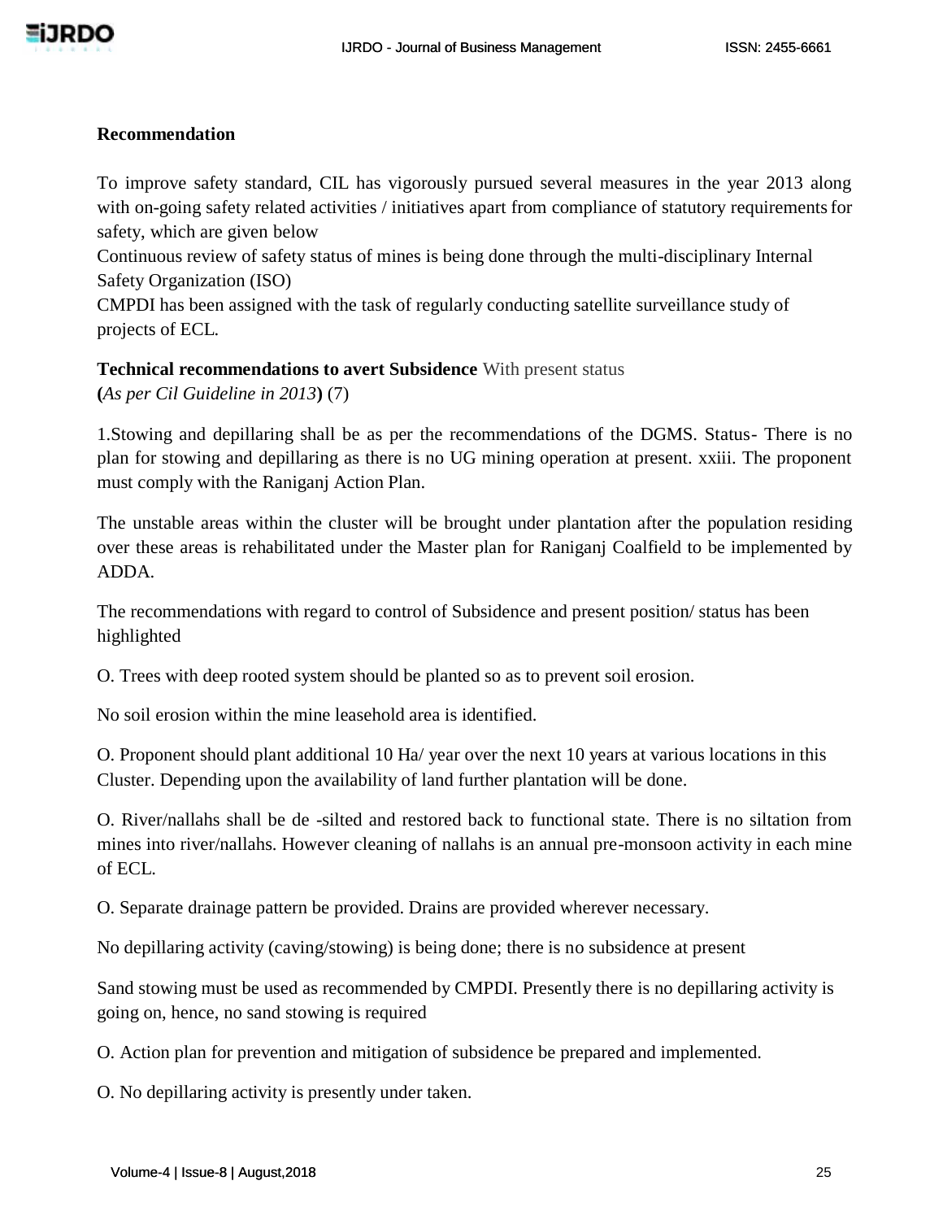**Recommendation**

To improve safety standard, CIL has vigorously pursued several measures in the year 2013 along with on-going safety related activities / initiatives apart from compliance of statutory requirements for safety, which are given below

Continuous review of safety status of mines is being done through the multi-disciplinary Internal Safety Organization (ISO)

CMPDI has been assigned with the task of regularly conducting satellite surveillance study of projects of ECL.

**Technical recommendations to avert Subsidence** With present status
**(***As per Cil Guideline in 2013***)** (7)

1.Stowing and depillaring shall be as per the recommendations of the DGMS. Status- There is no plan for stowing and depillaring as there is no UG mining operation at present. xxiii. The proponent must comply with the Raniganj Action Plan.

The unstable areas within the cluster will be brought under plantation after the population residing over these areas is rehabilitated under the Master plan for Raniganj Coalfield to be implemented by ADDA.

The recommendations with regard to control of Subsidence and present position/ status has been highlighted

O. Trees with deep rooted system should be planted so as to prevent soil erosion.

No soil erosion within the mine leasehold area is identified.

O. Proponent should plant additional 10 Ha/ year over the next 10 years at various locations in this Cluster. Depending upon the availability of land further plantation will be done.

O. River/nallahs shall be de -silted and restored back to functional state. There is no siltation from mines into river/nallahs. However cleaning of nallahs is an annual pre-monsoon activity in each mine of ECL.

O. Separate drainage pattern be provided. Drains are provided wherever necessary.

No depillaring activity (caving/stowing) is being done; there is no subsidence at present

Sand stowing must be used as recommended by CMPDI. Presently there is no depillaring activity is going on, hence, no sand stowing is required

O. Action plan for prevention and mitigation of subsidence be prepared and implemented.

O. No depillaring activity is presently under taken.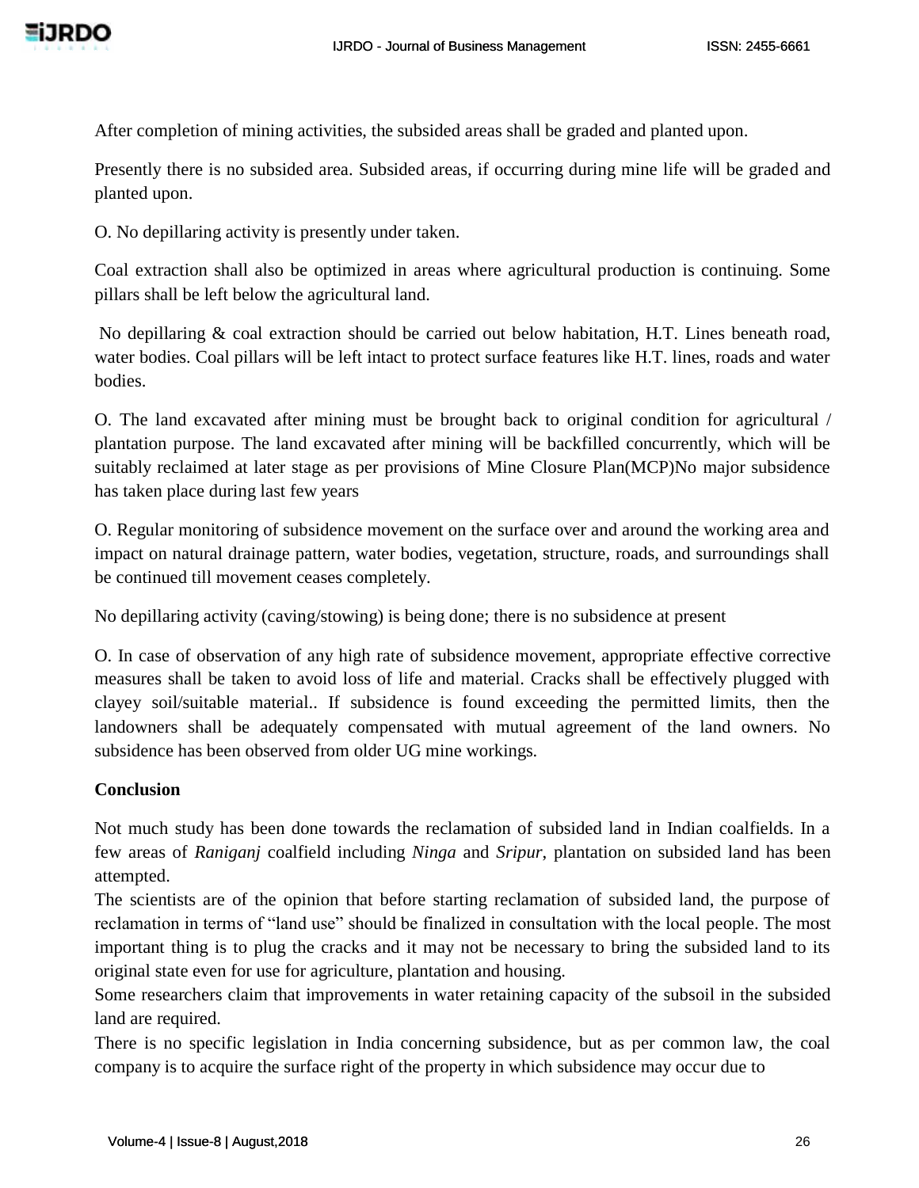After completion of mining activities, the subsided areas shall be graded and planted upon.

Presently there is no subsided area. Subsided areas, if occurring during mine life will be graded and planted upon.

O. No depillaring activity is presently under taken.

Coal extraction shall also be optimized in areas where agricultural production is continuing. Some pillars shall be left below the agricultural land.

No depillaring & coal extraction should be carried out below habitation, H.T. Lines beneath road, water bodies. Coal pillars will be left intact to protect surface features like H.T. lines, roads and water bodies.

O. The land excavated after mining must be brought back to original condition for agricultural / plantation purpose. The land excavated after mining will be backfilled concurrently, which will be suitably reclaimed at later stage as per provisions of Mine Closure Plan(MCP)No major subsidence has taken place during last few years

O. Regular monitoring of subsidence movement on the surface over and around the working area and impact on natural drainage pattern, water bodies, vegetation, structure, roads, and surroundings shall be continued till movement ceases completely.

No depillaring activity (caving/stowing) is being done; there is no subsidence at present

O. In case of observation of any high rate of subsidence movement, appropriate effective corrective measures shall be taken to avoid loss of life and material. Cracks shall be effectively plugged with clayey soil/suitable material.. If subsidence is found exceeding the permitted limits, then the landowners shall be adequately compensated with mutual agreement of the land owners. No subsidence has been observed from older UG mine workings.

**Conclusion**

Not much study has been done towards the reclamation of subsided land in Indian coalfields. In a few areas of *Raniganj* coalfield including *Ninga* and *Sripur*, plantation on subsided land has been attempted.

The scientists are of the opinion that before starting reclamation of subsided land, the purpose of reclamation in terms of "land use" should be finalized in consultation with the local people. The most important thing is to plug the cracks and it may not be necessary to bring the subsided land to its original state even for use for agriculture, plantation and housing.

Some researchers claim that improvements in water retaining capacity of the subsoil in the subsided land are required.

There is no specific legislation in India concerning subsidence, but as per common law, the coal company is to acquire the surface right of the property in which subsidence may occur due to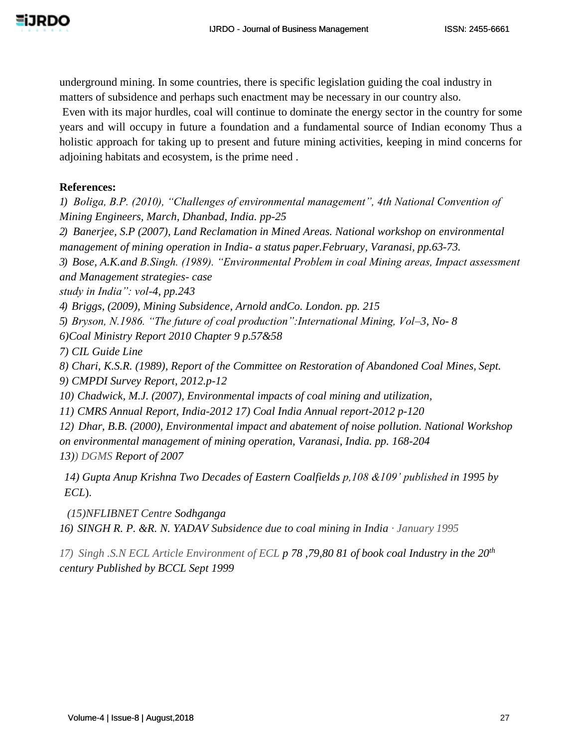underground mining. In some countries, there is specific legislation guiding the coal industry in matters of subsidence and perhaps such enactment may be necessary in our country also.

Even with its major hurdles, coal will continue to dominate the energy sector in the country for some years and will occupy in future a foundation and a fundamental source of Indian economy Thus a holistic approach for taking up to present and future mining activities, keeping in mind concerns for adjoining habitats and ecosystem, is the prime need .

**References:**

*1) Boliga, B.P. (2010), "Challenges of environmental management", 4th National Convention of Mining Engineers, March, Dhanbad, India. pp-25*

*2) Banerjee, S.P (2007), Land Reclamation in Mined Areas. National workshop on environmental management of mining operation in India- a status paper.February, Varanasi, pp.63-73.*

*3) Bose, A.K.and B.Singh. (1989). "Environmental Problem in coal Mining areas, Impact assessment and Management strategies- case study in India": vol-4, pp.243*

*4) Briggs, (2009), Mining Subsidence, Arnold andCo. London. pp. 215*

*5) Bryson, N.1986. "The future of coal production":International Mining, Vol–3, No- 8*

*6)Coal Ministry Report 2010 Chapter 9 p.57&58*

*7) CIL Guide Line*

*8) Chari, K.S.R. (1989), Report of the Committee on Restoration of Abandoned Coal Mines, Sept.*

*9) CMPDI Survey Report, 2012.p-12*

*10) Chadwick, M.J. (2007), Environmental impacts of coal mining and utilization,*

*11) CMRS Annual Report, India-2012 17) Coal India Annual report-2012 p-120*

*12) Dhar, B.B. (2000), Environmental impact and abatement of noise pollution. National Workshop on environmental management of mining operation, Varanasi, India. pp. 168-204*

*13)) DGMS Report of 2007*

*14) Gupta Anup Krishna Two Decades of Eastern Coalfields p,108 &109' published in 1995 by ECL).*

*(15)NFLIBNET Centre Sodhganga*

*16) SINGH R. P. &R. N. YADAV Subsidence due to coal mining in India · January 1995*

*17) Singh .S.N ECL Article Environment of ECL p 78 ,79,80 81 of book coal Industry in the 20th century Published by BCCL Sept 1999*